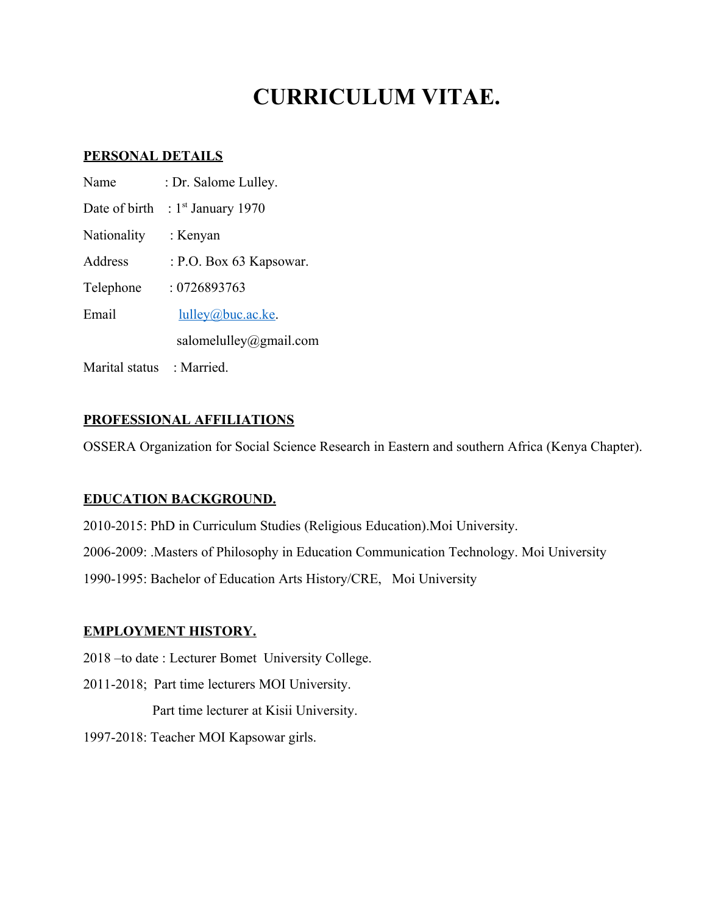# CURRICULUM VITAE.

## PERSONAL DETAILS

Name : Dr. Salome Lulley.

Date of birth : 1st January 1970

Nationality : Kenyan

Address : P.O. Box 63 Kapsowar.

Telephone : 0726893763

Email : lulley@buc.ac.ke.

salomelulley@gmail.com

Marital status : Married.

## PROFESSIONAL AFFILIATIONS

OSSERA Organization for Social Science Research in Eastern and southern Africa (Kenya Chapter).

## EDUCATION BACKGROUND.

2010-2015: PhD in Curriculum Studies (Religious Education).Moi University.

2006-2009: .Masters of Philosophy in Education Communication Technology. Moi University

1990-1995: Bachelor of Education Arts History/CRE, Moi University

## EMPLOYMENT HISTORY.

2018 –to date : Lecturer Bomet University College.

2011-2018; Part time lecturers MOI University.

Part time lecturer at Kisii University.

1997-2018: Teacher MOI Kapsowar girls.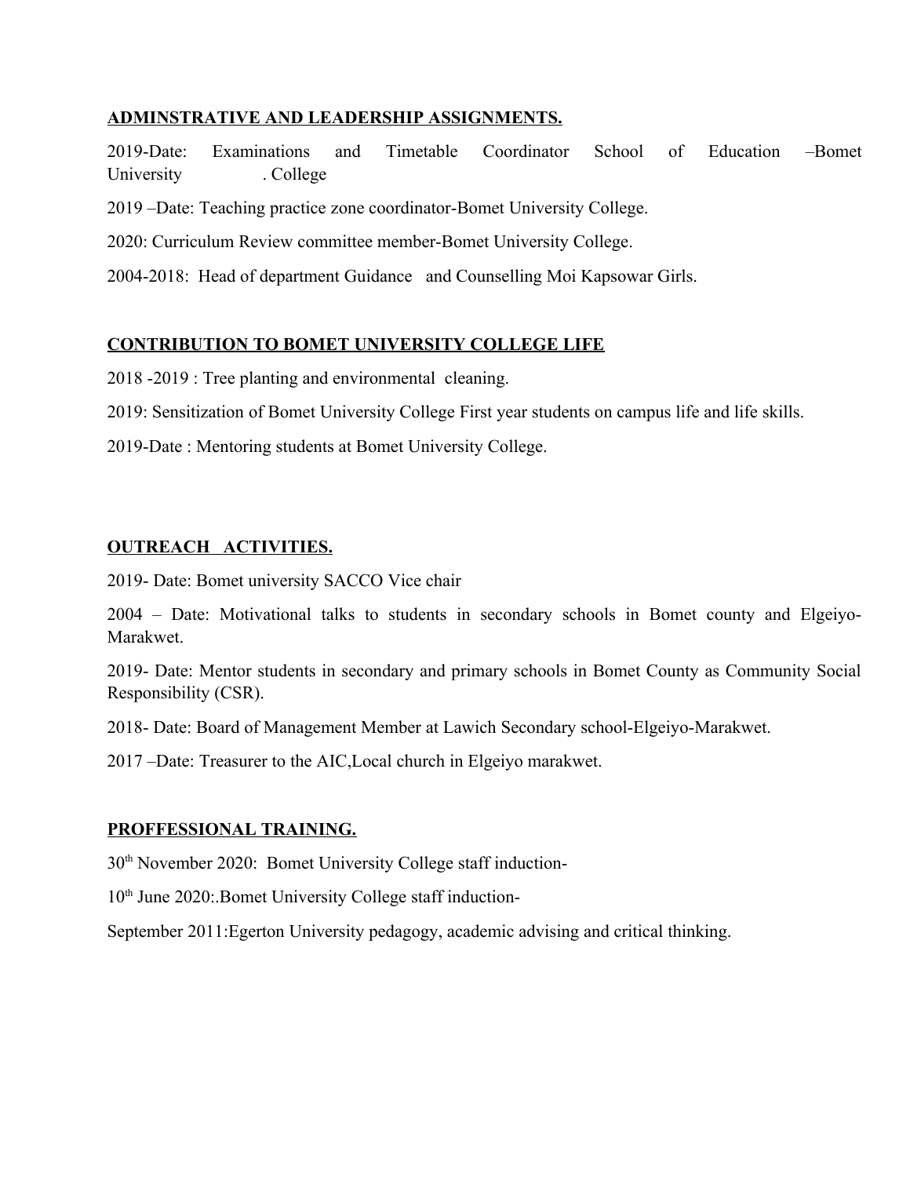## ADMINSTRATIVE AND LEADERSHIP ASSIGNMENTS.

2019-Date: Examinations and Timetable Coordinator School of Education –Bomet University . College

2019 –Date: Teaching practice zone coordinator-Bomet University College.

2020: Curriculum Review committee member-Bomet University College.

2004-2018: Head of department Guidance and Counselling Moi Kapsowar Girls.

## CONTRIBUTION TO BOMET UNIVERSITY COLLEGE LIFE

2018 -2019 : Tree planting and environmental cleaning.

2019: Sensitization of Bomet University College First year students on campus life and life skills.

2019-Date : Mentoring students at Bomet University College.

## OUTREACH ACTIVITIES.

2019- Date: Bomet university SACCO Vice chair

2004 – Date: Motivational talks to students in secondary schools in Bomet county and Elgeiyo-Marakwet.

2019- Date: Mentor students in secondary and primary schools in Bomet County as Community Social Responsibility (CSR).

2018- Date: Board of Management Member at Lawich Secondary school-Elgeiyo-Marakwet.

2017 –Date: Treasurer to the AIC,Local church in Elgeiyo marakwet.

## PROFFESSIONAL TRAINING.

30th November 2020: Bomet University College staff induction-

10th June 2020:.Bomet University College staff induction-

September 2011:Egerton University pedagogy, academic advising and critical thinking.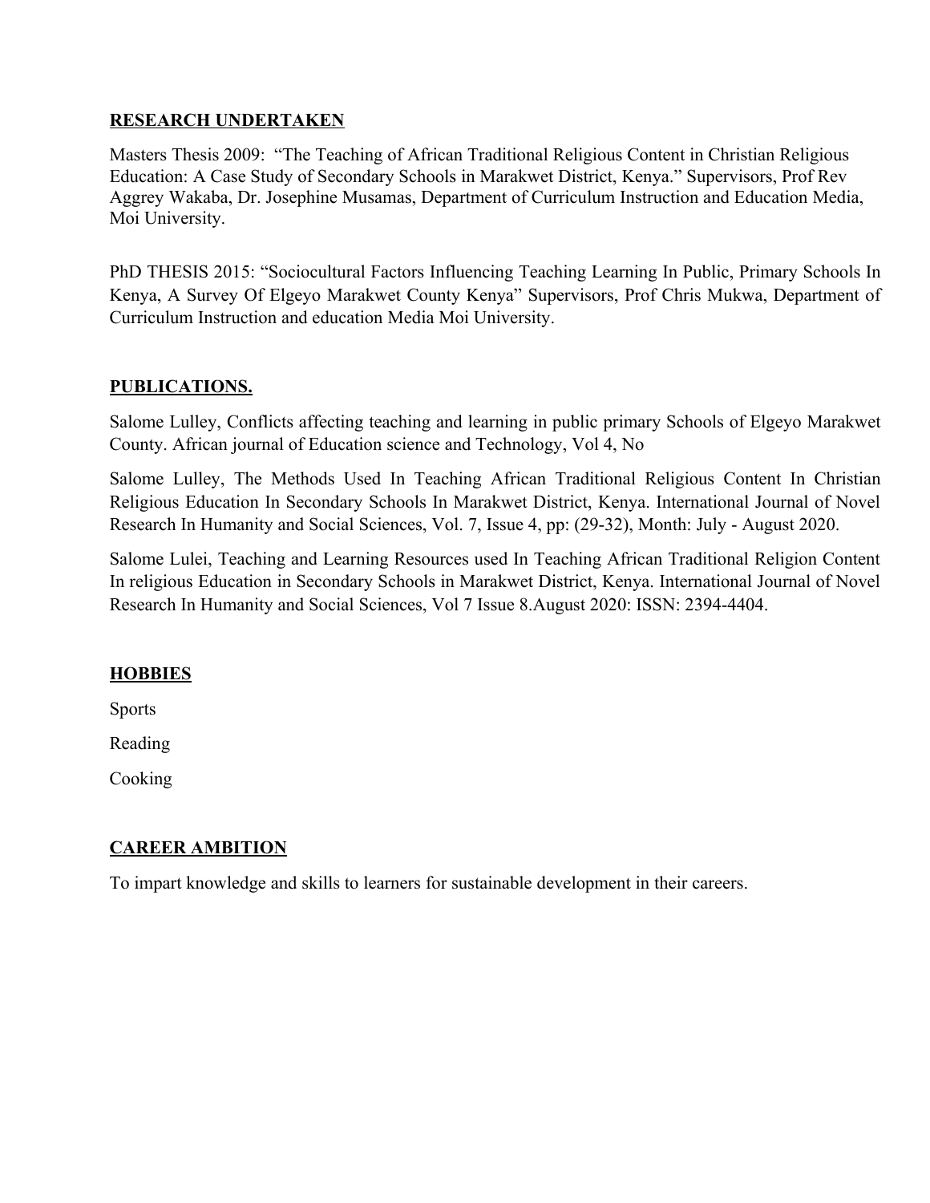## RESEARCH UNDERTAKEN

Masters Thesis 2009: "The Teaching of African Traditional Religious Content in Christian Religious Education: A Case Study of Secondary Schools in Marakwet District, Kenya." Supervisors, Prof Rev Aggrey Wakaba, Dr. Josephine Musamas, Department of Curriculum Instruction and Education Media, Moi University.

PhD THESIS 2015: "Sociocultural Factors Influencing Teaching Learning In Public, Primary Schools In Kenya, A Survey Of Elgeyo Marakwet County Kenya" Supervisors, Prof Chris Mukwa, Department of Curriculum Instruction and education Media Moi University.

## PUBLICATIONS.

Salome Lulley, Conflicts affecting teaching and learning in public primary Schools of Elgeyo Marakwet County. African journal of Education science and Technology, Vol 4, No

Salome Lulley, The Methods Used In Teaching African Traditional Religious Content In Christian Religious Education In Secondary Schools In Marakwet District, Kenya. International Journal of Novel Research In Humanity and Social Sciences, Vol. 7, Issue 4, pp: (29-32), Month: July - August 2020.

Salome Lulei, Teaching and Learning Resources used In Teaching African Traditional Religion Content In religious Education in Secondary Schools in Marakwet District, Kenya. International Journal of Novel Research In Humanity and Social Sciences, Vol 7 Issue 8.August 2020: ISSN: 2394-4404.

## HOBBIES

Sports

Reading

Cooking

## CAREER AMBITION

To impart knowledge and skills to learners for sustainable development in their careers.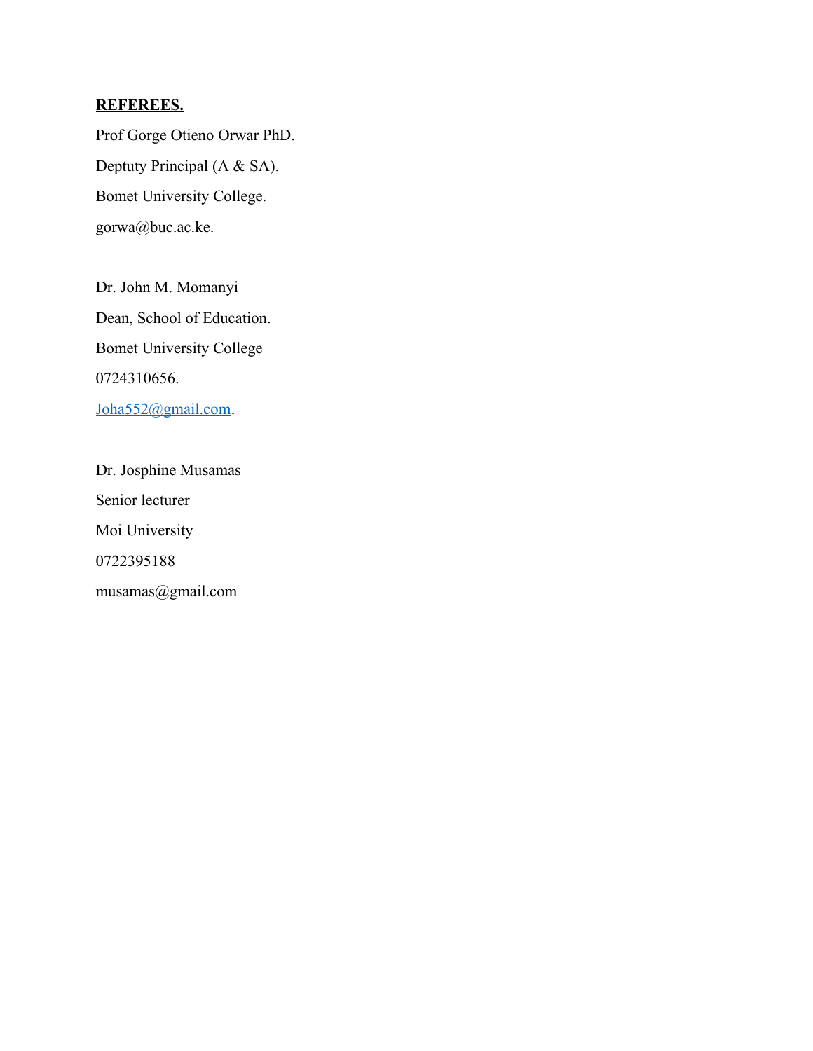**REFEREES.**

Prof Gorge Otieno Orwar PhD.

Deptuty Principal (A & SA).

Bomet University College.

gorwa@buc.ac.ke.

Dr. John M. Momanyi

Dean, School of Education.

Bomet University College

0724310656.

Joha552@gmail.com.

Dr. Josphine Musamas

Senior lecturer

Moi University

0722395188

musamas@gmail.com